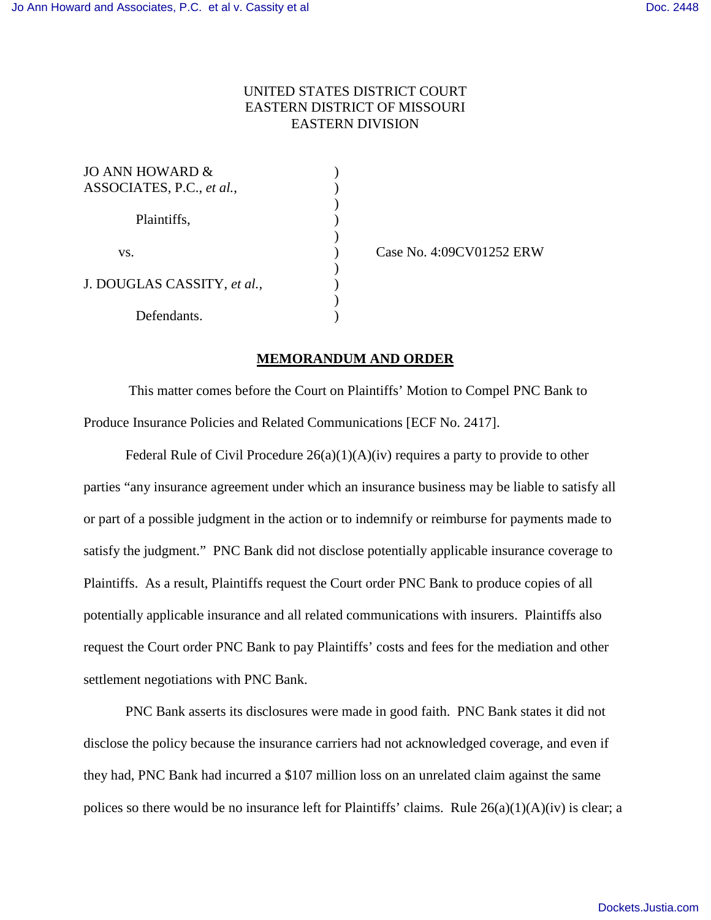UNITED STATES DISTRICT COURT
EASTERN DISTRICT OF MISSOURI
EASTERN DIVISION

JO ANN HOWARD & ASSOCIATES, P.C., *et al.*,

Plaintiffs,

vs.

J. DOUGLAS CASSITY, *et al.*,

Defendants.

Case No. 4:09CV01252 ERW

## MEMORANDUM AND ORDER

This matter comes before the Court on Plaintiffs' Motion to Compel PNC Bank to Produce Insurance Policies and Related Communications [ECF No. 2417].

Federal Rule of Civil Procedure 26(a)(1)(A)(iv) requires a party to provide to other parties "any insurance agreement under which an insurance business may be liable to satisfy all or part of a possible judgment in the action or to indemnify or reimburse for payments made to satisfy the judgment." PNC Bank did not disclose potentially applicable insurance coverage to Plaintiffs. As a result, Plaintiffs request the Court order PNC Bank to produce copies of all potentially applicable insurance and all related communications with insurers. Plaintiffs also request the Court order PNC Bank to pay Plaintiffs' costs and fees for the mediation and other settlement negotiations with PNC Bank.

PNC Bank asserts its disclosures were made in good faith. PNC Bank states it did not disclose the policy because the insurance carriers had not acknowledged coverage, and even if they had, PNC Bank had incurred a $107 million loss on an unrelated claim against the same polices so there would be no insurance left for Plaintiffs' claims. Rule 26(a)(1)(A)(iv) is clear; a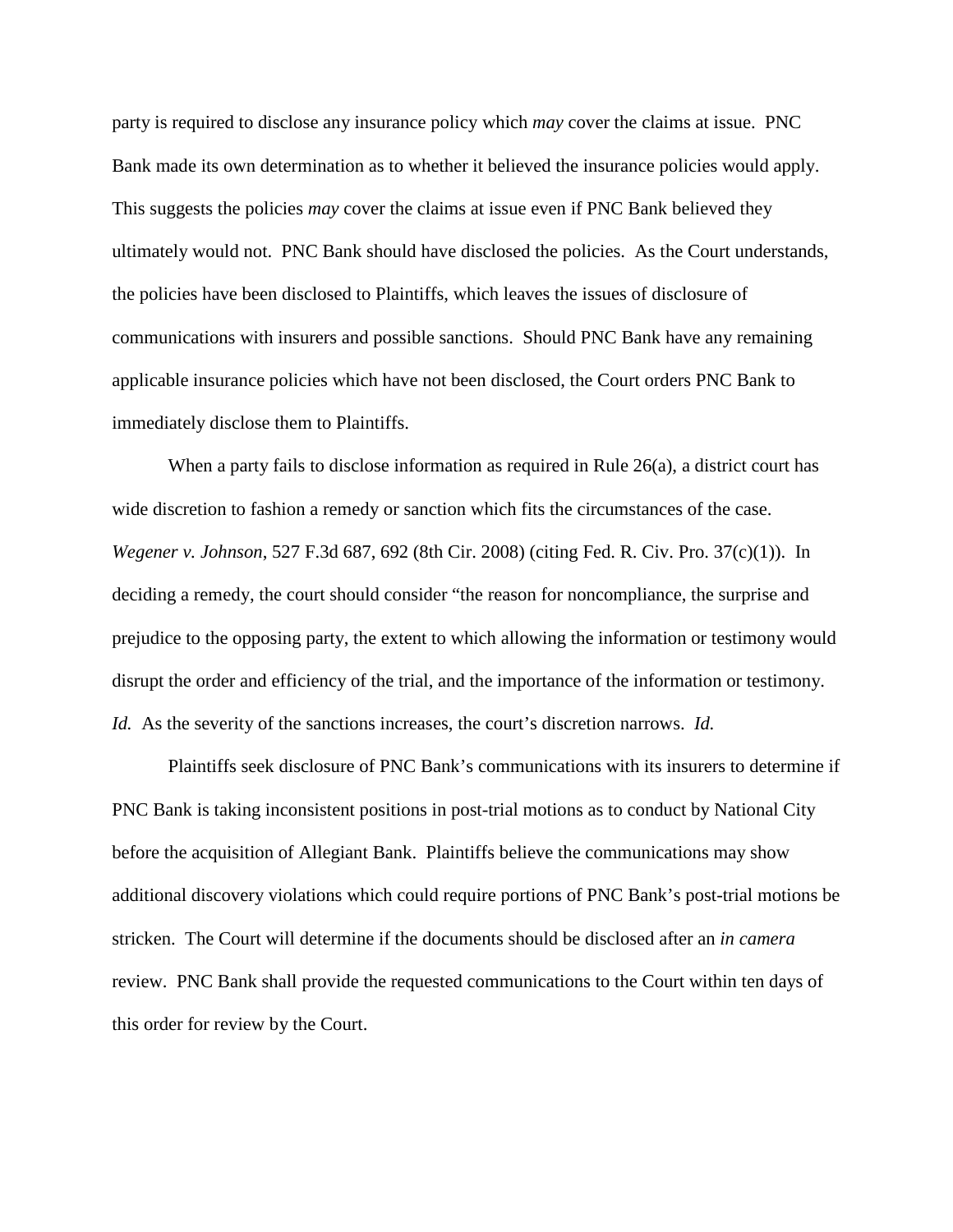party is required to disclose any insurance policy which *may* cover the claims at issue. PNC Bank made its own determination as to whether it believed the insurance policies would apply. This suggests the policies *may* cover the claims at issue even if PNC Bank believed they ultimately would not. PNC Bank should have disclosed the policies. As the Court understands, the policies have been disclosed to Plaintiffs, which leaves the issues of disclosure of communications with insurers and possible sanctions. Should PNC Bank have any remaining applicable insurance policies which have not been disclosed, the Court orders PNC Bank to immediately disclose them to Plaintiffs.

When a party fails to disclose information as required in Rule 26(a), a district court has wide discretion to fashion a remedy or sanction which fits the circumstances of the case. *Wegener v. Johnson*, 527 F.3d 687, 692 (8th Cir. 2008) (citing Fed. R. Civ. Pro. 37(c)(1)). In deciding a remedy, the court should consider "the reason for noncompliance, the surprise and prejudice to the opposing party, the extent to which allowing the information or testimony would disrupt the order and efficiency of the trial, and the importance of the information or testimony. *Id.* As the severity of the sanctions increases, the court's discretion narrows. *Id.*

Plaintiffs seek disclosure of PNC Bank's communications with its insurers to determine if PNC Bank is taking inconsistent positions in post-trial motions as to conduct by National City before the acquisition of Allegiant Bank. Plaintiffs believe the communications may show additional discovery violations which could require portions of PNC Bank's post-trial motions be stricken. The Court will determine if the documents should be disclosed after an *in camera* review. PNC Bank shall provide the requested communications to the Court within ten days of this order for review by the Court.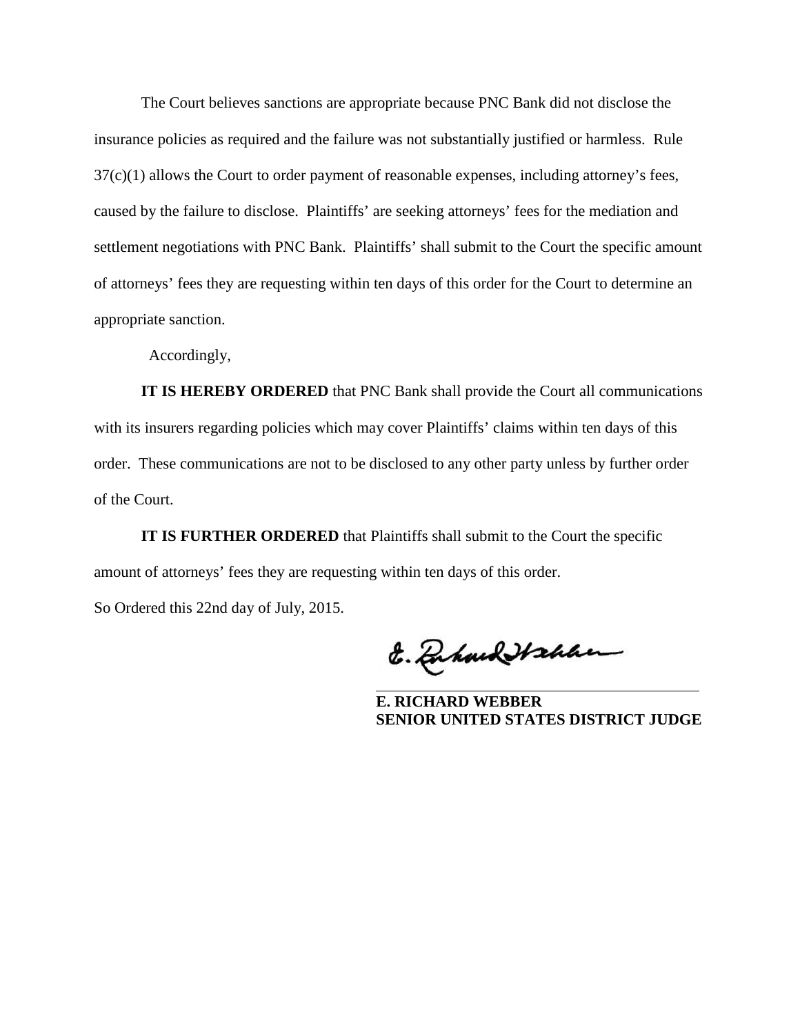The Court believes sanctions are appropriate because PNC Bank did not disclose the insurance policies as required and the failure was not substantially justified or harmless. Rule 37(c)(1) allows the Court to order payment of reasonable expenses, including attorney's fees, caused by the failure to disclose. Plaintiffs' are seeking attorneys' fees for the mediation and settlement negotiations with PNC Bank. Plaintiffs' shall submit to the Court the specific amount of attorneys' fees they are requesting within ten days of this order for the Court to determine an appropriate sanction.

Accordingly,

**IT IS HEREBY ORDERED** that PNC Bank shall provide the Court all communications with its insurers regarding policies which may cover Plaintiffs' claims within ten days of this order. These communications are not to be disclosed to any other party unless by further order of the Court.

**IT IS FURTHER ORDERED** that Plaintiffs shall submit to the Court the specific amount of attorneys' fees they are requesting within ten days of this order.

So Ordered this 22nd day of July, 2015.

**E. RICHARD WEBBER**
**SENIOR UNITED STATES DISTRICT JUDGE**